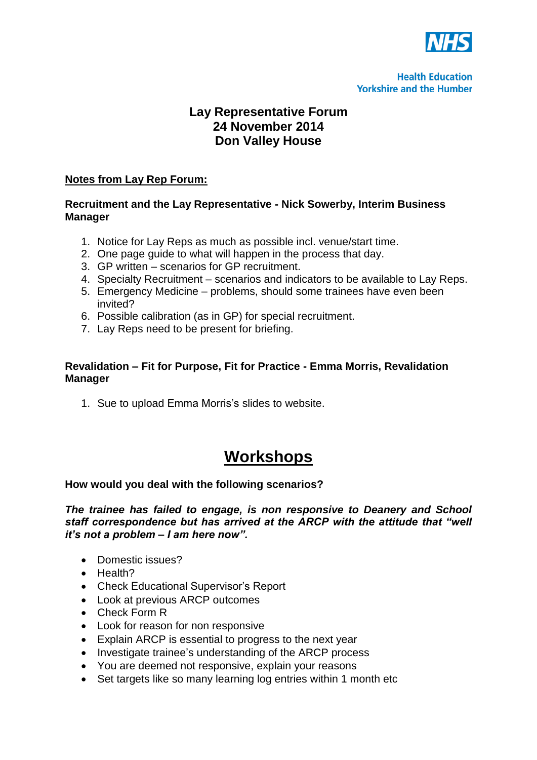NHS

Health Education
Yorkshire and the Humber

# Lay Representative Forum
# 24 November 2014
# Don Valley House

**<u>Notes from Lay Rep Forum:</u>**

**Recruitment and the Lay Representative - Nick Sowerby, Interim Business Manager**

1. Notice for Lay Reps as much as possible incl. venue/start time.
2. One page guide to what will happen in the process that day.
3. GP written – scenarios for GP recruitment.
4. Specialty Recruitment – scenarios and indicators to be available to Lay Reps.
5. Emergency Medicine – problems, should some trainees have even been invited?
6. Possible calibration (as in GP) for special recruitment.
7. Lay Reps need to be present for briefing.

**Revalidation – Fit for Purpose, Fit for Practice - Emma Morris, Revalidation Manager**

1. Sue to upload Emma Morris's slides to website.

## <u>Workshops</u>

**How would you deal with the following scenarios?**

***The trainee has failed to engage, is non responsive to Deanery and School staff correspondence but has arrived at the ARCP with the attitude that "well it's not a problem – I am here now".***

- Domestic issues?
- Health?
- Check Educational Supervisor's Report
- Look at previous ARCP outcomes
- Check Form R
- Look for reason for non responsive
- Explain ARCP is essential to progress to the next year
- Investigate trainee's understanding of the ARCP process
- You are deemed not responsive, explain your reasons
- Set targets like so many learning log entries within 1 month etc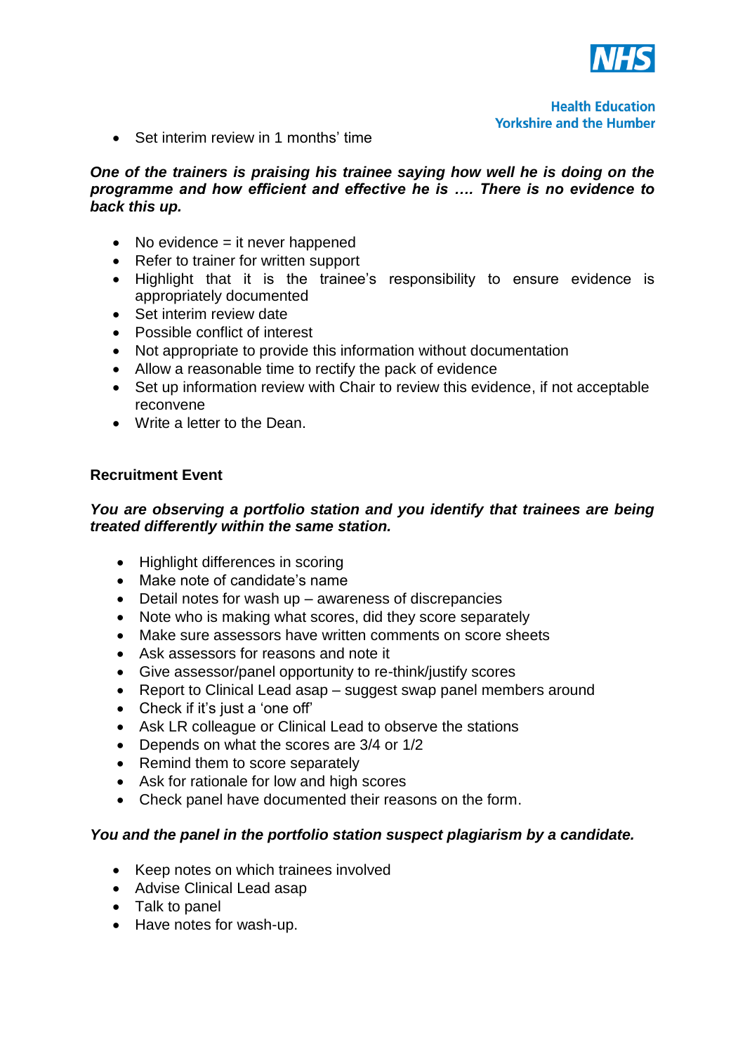- Set interim review in 1 months' time

***One of the trainers is praising his trainee saying how well he is doing on the programme and how efficient and effective he is …. There is no evidence to back this up.***

- No evidence = it never happened
- Refer to trainer for written support
- Highlight that it is the trainee's responsibility to ensure evidence is appropriately documented
- Set interim review date
- Possible conflict of interest
- Not appropriate to provide this information without documentation
- Allow a reasonable time to rectify the pack of evidence
- Set up information review with Chair to review this evidence, if not acceptable reconvene
- Write a letter to the Dean.

**Recruitment Event**

***You are observing a portfolio station and you identify that trainees are being treated differently within the same station.***

- Highlight differences in scoring
- Make note of candidate's name
- Detail notes for wash up – awareness of discrepancies
- Note who is making what scores, did they score separately
- Make sure assessors have written comments on score sheets
- Ask assessors for reasons and note it
- Give assessor/panel opportunity to re-think/justify scores
- Report to Clinical Lead asap – suggest swap panel members around
- Check if it's just a 'one off'
- Ask LR colleague or Clinical Lead to observe the stations
- Depends on what the scores are 3/4 or 1/2
- Remind them to score separately
- Ask for rationale for low and high scores
- Check panel have documented their reasons on the form.

***You and the panel in the portfolio station suspect plagiarism by a candidate.***

- Keep notes on which trainees involved
- Advise Clinical Lead asap
- Talk to panel
- Have notes for wash-up.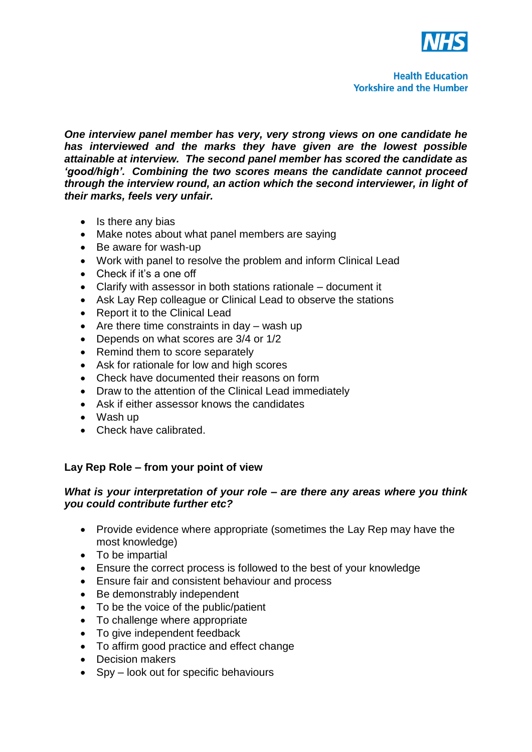***One interview panel member has very, very strong views on one candidate he has interviewed and the marks they have given are the lowest possible attainable at interview. The second panel member has scored the candidate as 'good/high'. Combining the two scores means the candidate cannot proceed through the interview round, an action which the second interviewer, in light of their marks, feels very unfair.***

- Is there any bias
- Make notes about what panel members are saying
- Be aware for wash-up
- Work with panel to resolve the problem and inform Clinical Lead
- Check if it's a one off
- Clarify with assessor in both stations rationale – document it
- Ask Lay Rep colleague or Clinical Lead to observe the stations
- Report it to the Clinical Lead
- Are there time constraints in day – wash up
- Depends on what scores are 3/4 or 1/2
- Remind them to score separately
- Ask for rationale for low and high scores
- Check have documented their reasons on form
- Draw to the attention of the Clinical Lead immediately
- Ask if either assessor knows the candidates
- Wash up
- Check have calibrated.

**Lay Rep Role – from your point of view**

***What is your interpretation of your role – are there any areas where you think you could contribute further etc?***

- Provide evidence where appropriate (sometimes the Lay Rep may have the most knowledge)
- To be impartial
- Ensure the correct process is followed to the best of your knowledge
- Ensure fair and consistent behaviour and process
- Be demonstrably independent
- To be the voice of the public/patient
- To challenge where appropriate
- To give independent feedback
- To affirm good practice and effect change
- Decision makers
- Spy – look out for specific behaviours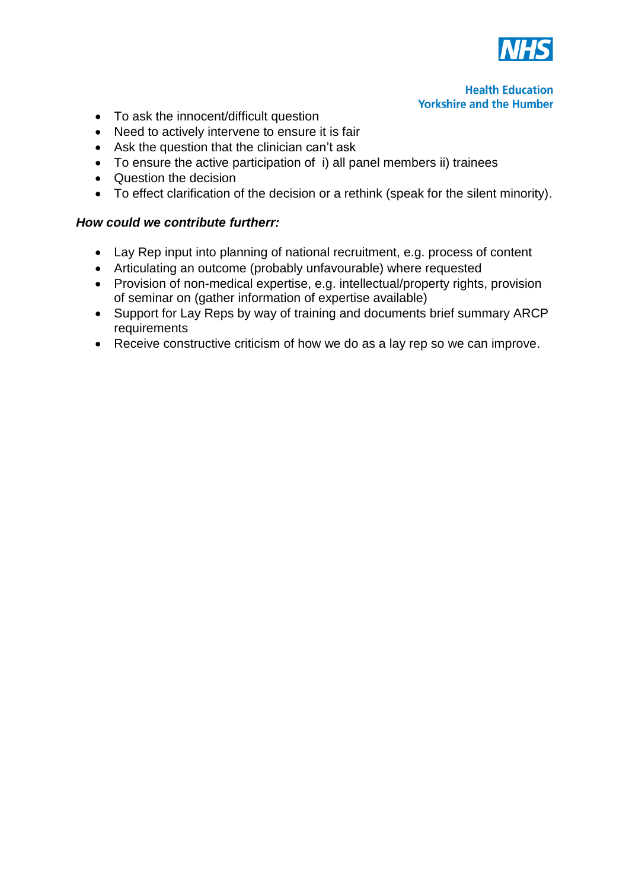- To ask the innocent/difficult question
- Need to actively intervene to ensure it is fair
- Ask the question that the clinician can't ask
- To ensure the active participation of i) all panel members ii) trainees
- Question the decision
- To effect clarification of the decision or a rethink (speak for the silent minority).

***How could we contribute furtherr:***

- Lay Rep input into planning of national recruitment, e.g. process of content
- Articulating an outcome (probably unfavourable) where requested
- Provision of non-medical expertise, e.g. intellectual/property rights, provision of seminar on (gather information of expertise available)
- Support for Lay Reps by way of training and documents brief summary ARCP requirements
- Receive constructive criticism of how we do as a lay rep so we can improve.